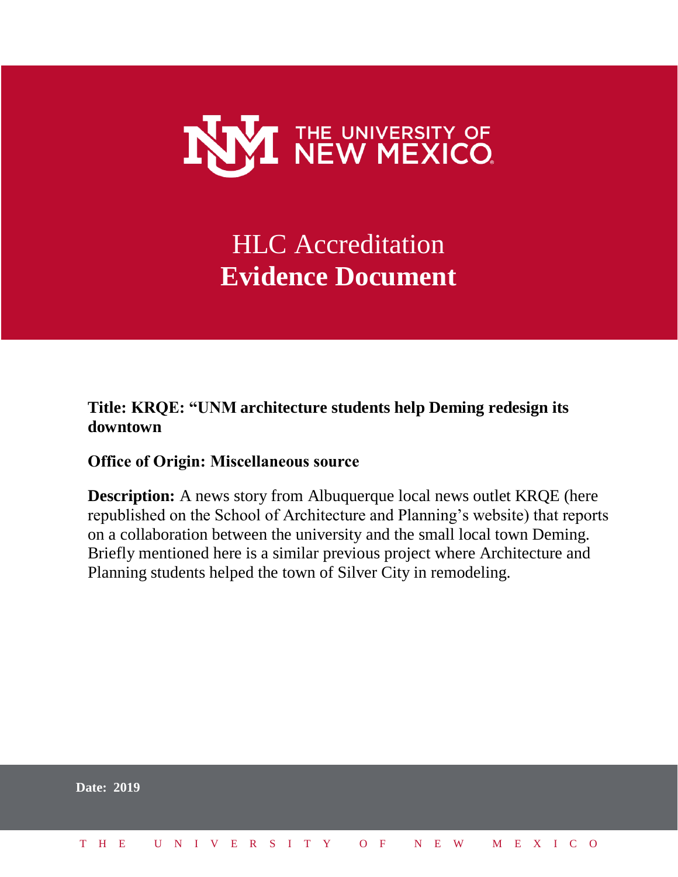THE UNIVERSITY OF NEW MEXICO

# HLC Accreditation
# **Evidence Document**

**Title: KRQE: "UNM architecture students help Deming redesign its downtown**

**Office of Origin: Miscellaneous source**

**Description:** A news story from Albuquerque local news outlet KRQE (here republished on the School of Architecture and Planning's website) that reports on a collaboration between the university and the small local town Deming. Briefly mentioned here is a similar previous project where Architecture and Planning students helped the town of Silver City in remodeling.

**Date: 2019**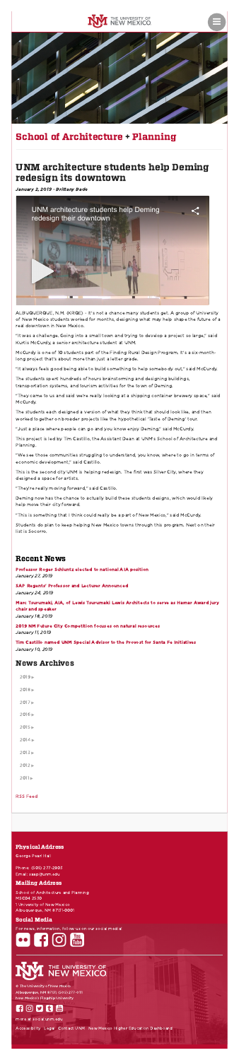THE UNIVERSITY OF NEW MEXICO

# School of Architecture + Planning

## UNM architecture students help Deming redesign its downtown

*January 2, 2019 - Brittany Bade*

UNM architecture students help Deming redesign their downtown

ALBUQUERQUE, N.M. (KRQE) - It's not a chance many students get. A group of University of New Mexico students worked for months, designing what may help shape the future of a real downtown in New Mexico.

"It was a challenge. Going into a small town and trying to develop a project so large," said Kurtis McCurdy, a senior architecture student at UNM.

McCurdy is one of 10 students part of the Finding Rural Design Program. It's a six-month-long project that's about more than just a letter grade.

"It always feels good being able to build something to help somebody out," said McCurdy.

The students spent hundreds of hours brainstorming and designing buildings, transportation systems, and tourism activities for the town of Deming.

"They came to us and said we're really looking at a shipping container brewery space," said McCurdy.

The students each designed a version of what they think that should look like, and then worked together on broader projects like the hypothetical 'Taste of Deming' tour.

"Just a place where people can go and you know enjoy Deming," said McCurdy.

This project is led by Tim Castillo, the Assistant Dean at UNM's School of Architecture and Planning.

"We see those communities struggling to understand, you know, where to go in terms of economic development," said Castillo.

This is the second city UNM is helping redesign. The first was Silver City, where they designed a space for artists.

"They're really moving forward," said Castillo.

Deming now has the chance to actually build these students designs, which would likely help move their city forward.

"This is something that I think could really be a part of New Mexico," said McCurdy.

Students do plan to keep helping New Mexico towns through this program. Next on their list is Socorro.

## Recent News

**Professor Roger Schluntz elected to national AIA position**
*January 27, 2019*

**SAP Regents' Professor and Lecturer Announced**
*January 24, 2019*

**Marc Tsurumaki, AIA, of Lewis Tsurumaki Lewis Architects to serve as Hamar Award jury chair and speaker**
*January 18, 2019*

**2019 NM Future City Competition focuses on natural resources**
*January 11, 2019*

**Tim Castillo named UNM Special Advisor to the Provost for Santa Fe Initiatives**
*January 10, 2019*

## News Archives

- 2019 ▸
- 2018 ▸
- 2017 ▸
- 2016 ▸
- 2015 ▸
- 2014 ▸
- 2013 ▸
- 2012 ▸
- 2011 ▸

RSS Feed

### Physical Address

George Pearl Hall

Phone: (505) 277-2903
Email: saap@unm.edu

### Mailing Address

School of Architecture and Planning
MSC04 2530
1 University of New Mexico
Albuquerque, NM 87131-0001

### Social Media

For news, information, follow us on our social media!

THE UNIVERSITY OF NEW MEXICO

© The University of New Mexico
Albuquerque, NM 87131, (505) 277-0111
New Mexico's Flagship University

more at social.unm.edu

Accessibility Legal Contact UNM New Mexico Higher Education Dashboard